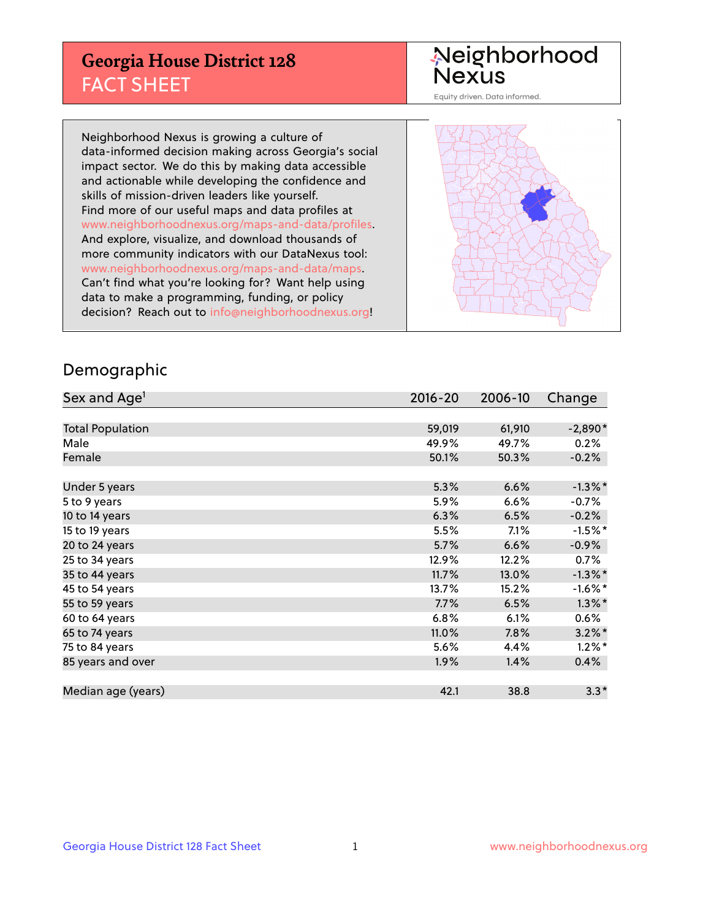# Georgia House District 128
## FACT SHEET

Neighborhood Nexus

Equity driven. Data informed.

Neighborhood Nexus is growing a culture of data-informed decision making across Georgia's social impact sector. We do this by making data accessible and actionable while developing the confidence and skills of mission-driven leaders like yourself. Find more of our useful maps and data profiles at www.neighborhoodnexus.org/maps-and-data/profiles. And explore, visualize, and download thousands of more community indicators with our DataNexus tool: www.neighborhoodnexus.org/maps-and-data/maps. Can't find what you're looking for? Want help using data to make a programming, funding, or policy decision? Reach out to info@neighborhoodnexus.org!

## Demographic

| Sex and Age[1] | 2016-20 | 2006-10 | Change |
|---|---|---|---|
| Total Population | 59,019 | 61,910 | -2,890* |
| Male | 49.9% | 49.7% | 0.2% |
| Female | 50.1% | 50.3% | -0.2% |
| | | | |
| Under 5 years | 5.3% | 6.6% | -1.3%* |
| 5 to 9 years | 5.9% | 6.6% | -0.7% |
| 10 to 14 years | 6.3% | 6.5% | -0.2% |
| 15 to 19 years | 5.5% | 7.1% | -1.5%* |
| 20 to 24 years | 5.7% | 6.6% | -0.9% |
| 25 to 34 years | 12.9% | 12.2% | 0.7% |
| 35 to 44 years | 11.7% | 13.0% | -1.3%* |
| 45 to 54 years | 13.7% | 15.2% | -1.6%* |
| 55 to 59 years | 7.7% | 6.5% | 1.3%* |
| 60 to 64 years | 6.8% | 6.1% | 0.6% |
| 65 to 74 years | 11.0% | 7.8% | 3.2%* |
| 75 to 84 years | 5.6% | 4.4% | 1.2%* |
| 85 years and over | 1.9% | 1.4% | 0.4% |
| | | | |
| Median age (years) | 42.1 | 38.8 | 3.3* |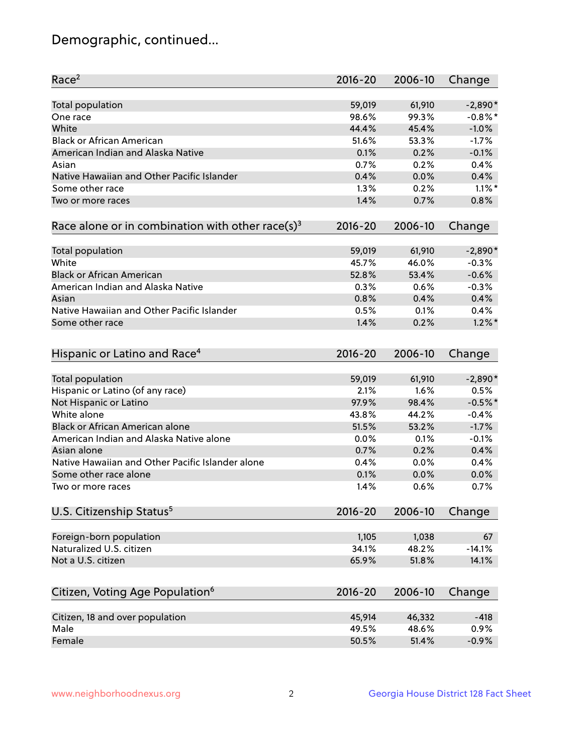# Demographic, continued...

| Race[2] | 2016-20 | 2006-10 | Change |
|---|---|---|---|
| Total population | 59,019 | 61,910 | -2,890* |
| One race | 98.6% | 99.3% | -0.8%* |
| White | 44.4% | 45.4% | -1.0% |
| Black or African American | 51.6% | 53.3% | -1.7% |
| American Indian and Alaska Native | 0.1% | 0.2% | -0.1% |
| Asian | 0.7% | 0.2% | 0.4% |
| Native Hawaiian and Other Pacific Islander | 0.4% | 0.0% | 0.4% |
| Some other race | 1.3% | 0.2% | 1.1%* |
| Two or more races | 1.4% | 0.7% | 0.8% |

| Race alone or in combination with other race(s)[3] | 2016-20 | 2006-10 | Change |
|---|---|---|---|
| Total population | 59,019 | 61,910 | -2,890* |
| White | 45.7% | 46.0% | -0.3% |
| Black or African American | 52.8% | 53.4% | -0.6% |
| American Indian and Alaska Native | 0.3% | 0.6% | -0.3% |
| Asian | 0.8% | 0.4% | 0.4% |
| Native Hawaiian and Other Pacific Islander | 0.5% | 0.1% | 0.4% |
| Some other race | 1.4% | 0.2% | 1.2%* |

| Hispanic or Latino and Race[4] | 2016-20 | 2006-10 | Change |
|---|---|---|---|
| Total population | 59,019 | 61,910 | -2,890* |
| Hispanic or Latino (of any race) | 2.1% | 1.6% | 0.5% |
| Not Hispanic or Latino | 97.9% | 98.4% | -0.5%* |
| White alone | 43.8% | 44.2% | -0.4% |
| Black or African American alone | 51.5% | 53.2% | -1.7% |
| American Indian and Alaska Native alone | 0.0% | 0.1% | -0.1% |
| Asian alone | 0.7% | 0.2% | 0.4% |
| Native Hawaiian and Other Pacific Islander alone | 0.4% | 0.0% | 0.4% |
| Some other race alone | 0.1% | 0.0% | 0.0% |
| Two or more races | 1.4% | 0.6% | 0.7% |

| U.S. Citizenship Status[5] | 2016-20 | 2006-10 | Change |
|---|---|---|---|
| Foreign-born population | 1,105 | 1,038 | 67 |
| Naturalized U.S. citizen | 34.1% | 48.2% | -14.1% |
| Not a U.S. citizen | 65.9% | 51.8% | 14.1% |

| Citizen, Voting Age Population[6] | 2016-20 | 2006-10 | Change |
|---|---|---|---|
| Citizen, 18 and over population | 45,914 | 46,332 | -418 |
| Male | 49.5% | 48.6% | 0.9% |
| Female | 50.5% | 51.4% | -0.9% |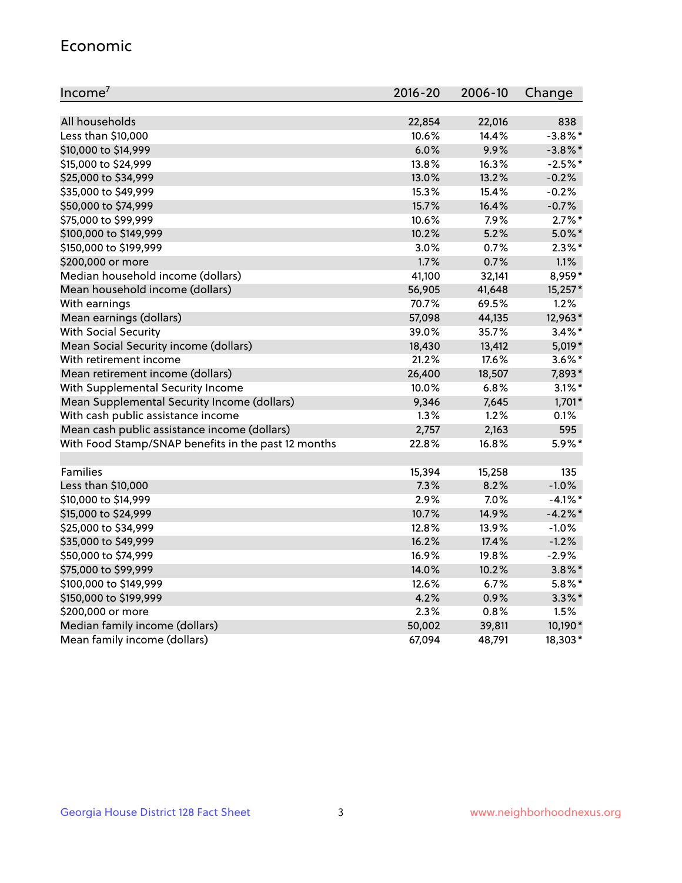## Economic

| Income[7] | 2016-20 | 2006-10 | Change |
|---|---|---|---|
| All households | 22,854 | 22,016 | 838 |
| Less than $10,000 | 10.6% | 14.4% | -3.8%* |
| $10,000 to $14,999 | 6.0% | 9.9% | -3.8%* |
| $15,000 to $24,999 | 13.8% | 16.3% | -2.5%* |
| $25,000 to $34,999 | 13.0% | 13.2% | -0.2% |
| $35,000 to $49,999 | 15.3% | 15.4% | -0.2% |
| $50,000 to $74,999 | 15.7% | 16.4% | -0.7% |
| $75,000 to $99,999 | 10.6% | 7.9% | 2.7%* |
| $100,000 to $149,999 | 10.2% | 5.2% | 5.0%* |
| $150,000 to $199,999 | 3.0% | 0.7% | 2.3%* |
| $200,000 or more | 1.7% | 0.7% | 1.1% |
| Median household income (dollars) | 41,100 | 32,141 | 8,959* |
| Mean household income (dollars) | 56,905 | 41,648 | 15,257* |
| With earnings | 70.7% | 69.5% | 1.2% |
| Mean earnings (dollars) | 57,098 | 44,135 | 12,963* |
| With Social Security | 39.0% | 35.7% | 3.4%* |
| Mean Social Security income (dollars) | 18,430 | 13,412 | 5,019* |
| With retirement income | 21.2% | 17.6% | 3.6%* |
| Mean retirement income (dollars) | 26,400 | 18,507 | 7,893* |
| With Supplemental Security Income | 10.0% | 6.8% | 3.1%* |
| Mean Supplemental Security Income (dollars) | 9,346 | 7,645 | 1,701* |
| With cash public assistance income | 1.3% | 1.2% | 0.1% |
| Mean cash public assistance income (dollars) | 2,757 | 2,163 | 595 |
| With Food Stamp/SNAP benefits in the past 12 months | 22.8% | 16.8% | 5.9%* |
| | | | |
| Families | 15,394 | 15,258 | 135 |
| Less than $10,000 | 7.3% | 8.2% | -1.0% |
| $10,000 to $14,999 | 2.9% | 7.0% | -4.1%* |
| $15,000 to $24,999 | 10.7% | 14.9% | -4.2%* |
| $25,000 to $34,999 | 12.8% | 13.9% | -1.0% |
| $35,000 to $49,999 | 16.2% | 17.4% | -1.2% |
| $50,000 to $74,999 | 16.9% | 19.8% | -2.9% |
| $75,000 to $99,999 | 14.0% | 10.2% | 3.8%* |
| $100,000 to $149,999 | 12.6% | 6.7% | 5.8%* |
| $150,000 to $199,999 | 4.2% | 0.9% | 3.3%* |
| $200,000 or more | 2.3% | 0.8% | 1.5% |
| Median family income (dollars) | 50,002 | 39,811 | 10,190* |
| Mean family income (dollars) | 67,094 | 48,791 | 18,303* |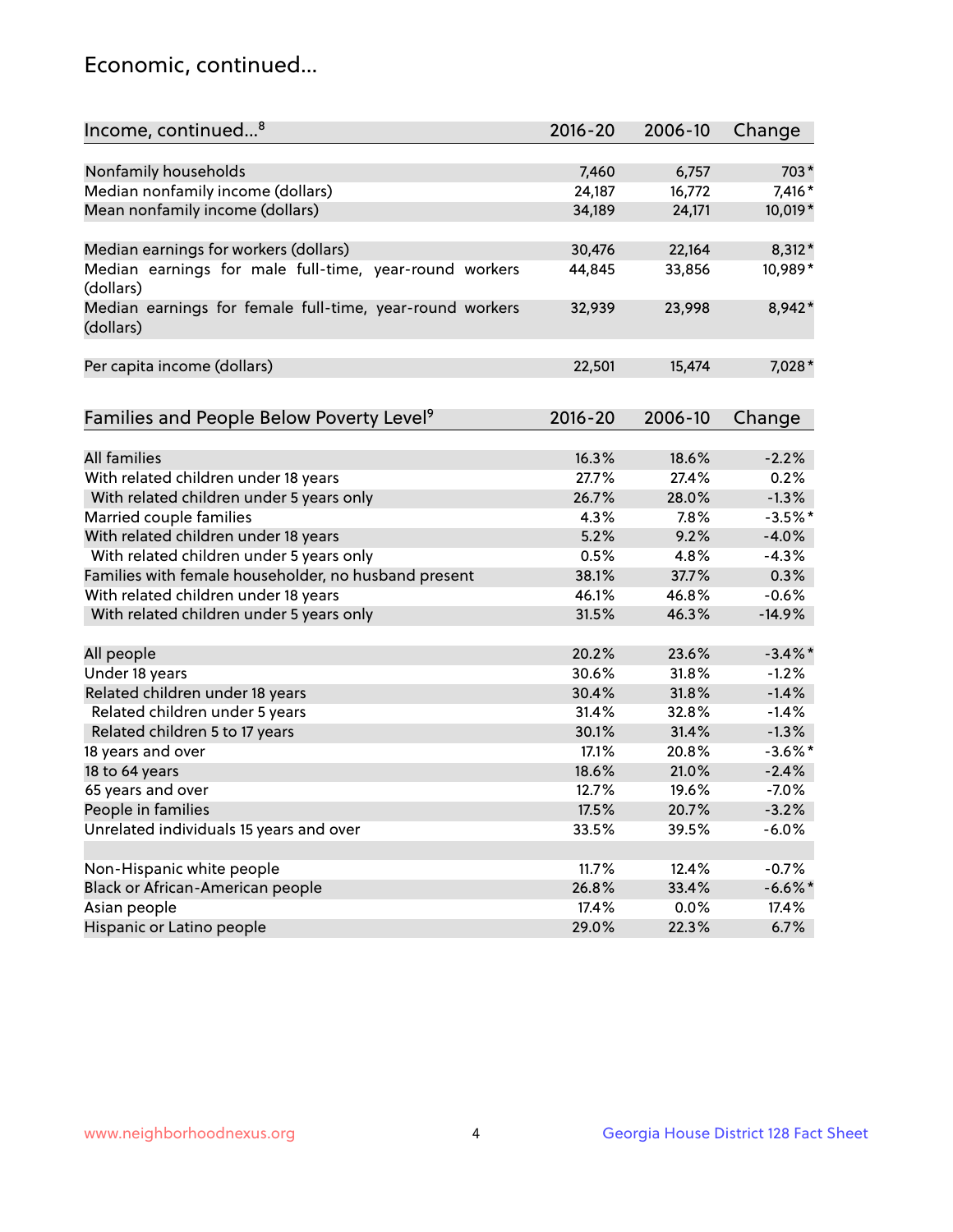## Economic, continued...

| Income, continued...[8] | 2016-20 | 2006-10 | Change |
|---|---|---|---|
| Nonfamily households | 7,460 | 6,757 | 703* |
| Median nonfamily income (dollars) | 24,187 | 16,772 | 7,416* |
| Mean nonfamily income (dollars) | 34,189 | 24,171 | 10,019* |
| Median earnings for workers (dollars) | 30,476 | 22,164 | 8,312* |
| Median earnings for male full-time, year-round workers (dollars) | 44,845 | 33,856 | 10,989* |
| Median earnings for female full-time, year-round workers (dollars) | 32,939 | 23,998 | 8,942* |
| Per capita income (dollars) | 22,501 | 15,474 | 7,028* |

| Families and People Below Poverty Level[9] | 2016-20 | 2006-10 | Change |
|---|---|---|---|
| All families | 16.3% | 18.6% | -2.2% |
| With related children under 18 years | 27.7% | 27.4% | 0.2% |
| With related children under 5 years only | 26.7% | 28.0% | -1.3% |
| Married couple families | 4.3% | 7.8% | -3.5%* |
| With related children under 18 years | 5.2% | 9.2% | -4.0% |
| With related children under 5 years only | 0.5% | 4.8% | -4.3% |
| Families with female householder, no husband present | 38.1% | 37.7% | 0.3% |
| With related children under 18 years | 46.1% | 46.8% | -0.6% |
| With related children under 5 years only | 31.5% | 46.3% | -14.9% |
| All people | 20.2% | 23.6% | -3.4%* |
| Under 18 years | 30.6% | 31.8% | -1.2% |
| Related children under 18 years | 30.4% | 31.8% | -1.4% |
| Related children under 5 years | 31.4% | 32.8% | -1.4% |
| Related children 5 to 17 years | 30.1% | 31.4% | -1.3% |
| 18 years and over | 17.1% | 20.8% | -3.6%* |
| 18 to 64 years | 18.6% | 21.0% | -2.4% |
| 65 years and over | 12.7% | 19.6% | -7.0% |
| People in families | 17.5% | 20.7% | -3.2% |
| Unrelated individuals 15 years and over | 33.5% | 39.5% | -6.0% |
| Non-Hispanic white people | 11.7% | 12.4% | -0.7% |
| Black or African-American people | 26.8% | 33.4% | -6.6%* |
| Asian people | 17.4% | 0.0% | 17.4% |
| Hispanic or Latino people | 29.0% | 22.3% | 6.7% |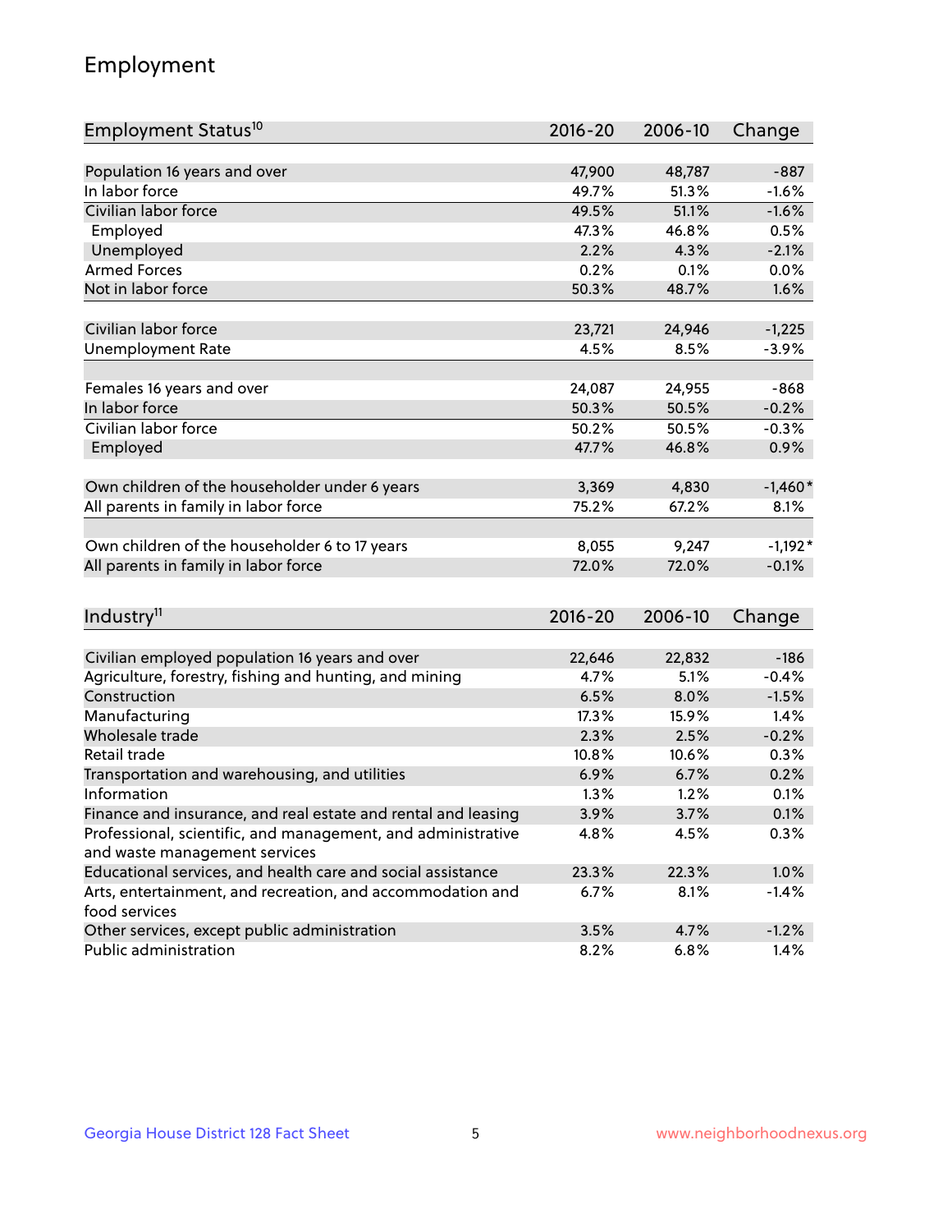## Employment

| Employment Status[10] | 2016-20 | 2006-10 | Change |
|---|---|---|---|
| Population 16 years and over | 47,900 | 48,787 | -887 |
| In labor force | 49.7% | 51.3% | -1.6% |
| Civilian labor force | 49.5% | 51.1% | -1.6% |
| Employed | 47.3% | 46.8% | 0.5% |
| Unemployed | 2.2% | 4.3% | -2.1% |
| Armed Forces | 0.2% | 0.1% | 0.0% |
| Not in labor force | 50.3% | 48.7% | 1.6% |
| | | | |
| Civilian labor force | 23,721 | 24,946 | -1,225 |
| Unemployment Rate | 4.5% | 8.5% | -3.9% |
| | | | |
| Females 16 years and over | 24,087 | 24,955 | -868 |
| In labor force | 50.3% | 50.5% | -0.2% |
| Civilian labor force | 50.2% | 50.5% | -0.3% |
| Employed | 47.7% | 46.8% | 0.9% |
| | | | |
| Own children of the householder under 6 years | 3,369 | 4,830 | -1,460* |
| All parents in family in labor force | 75.2% | 67.2% | 8.1% |
| | | | |
| Own children of the householder 6 to 17 years | 8,055 | 9,247 | -1,192* |
| All parents in family in labor force | 72.0% | 72.0% | -0.1% |

| Industry[11] | 2016-20 | 2006-10 | Change |
|---|---|---|---|
| Civilian employed population 16 years and over | 22,646 | 22,832 | -186 |
| Agriculture, forestry, fishing and hunting, and mining | 4.7% | 5.1% | -0.4% |
| Construction | 6.5% | 8.0% | -1.5% |
| Manufacturing | 17.3% | 15.9% | 1.4% |
| Wholesale trade | 2.3% | 2.5% | -0.2% |
| Retail trade | 10.8% | 10.6% | 0.3% |
| Transportation and warehousing, and utilities | 6.9% | 6.7% | 0.2% |
| Information | 1.3% | 1.2% | 0.1% |
| Finance and insurance, and real estate and rental and leasing | 3.9% | 3.7% | 0.1% |
| Professional, scientific, and management, and administrative and waste management services | 4.8% | 4.5% | 0.3% |
| Educational services, and health care and social assistance | 23.3% | 22.3% | 1.0% |
| Arts, entertainment, and recreation, and accommodation and food services | 6.7% | 8.1% | -1.4% |
| Other services, except public administration | 3.5% | 4.7% | -1.2% |
| Public administration | 8.2% | 6.8% | 1.4% |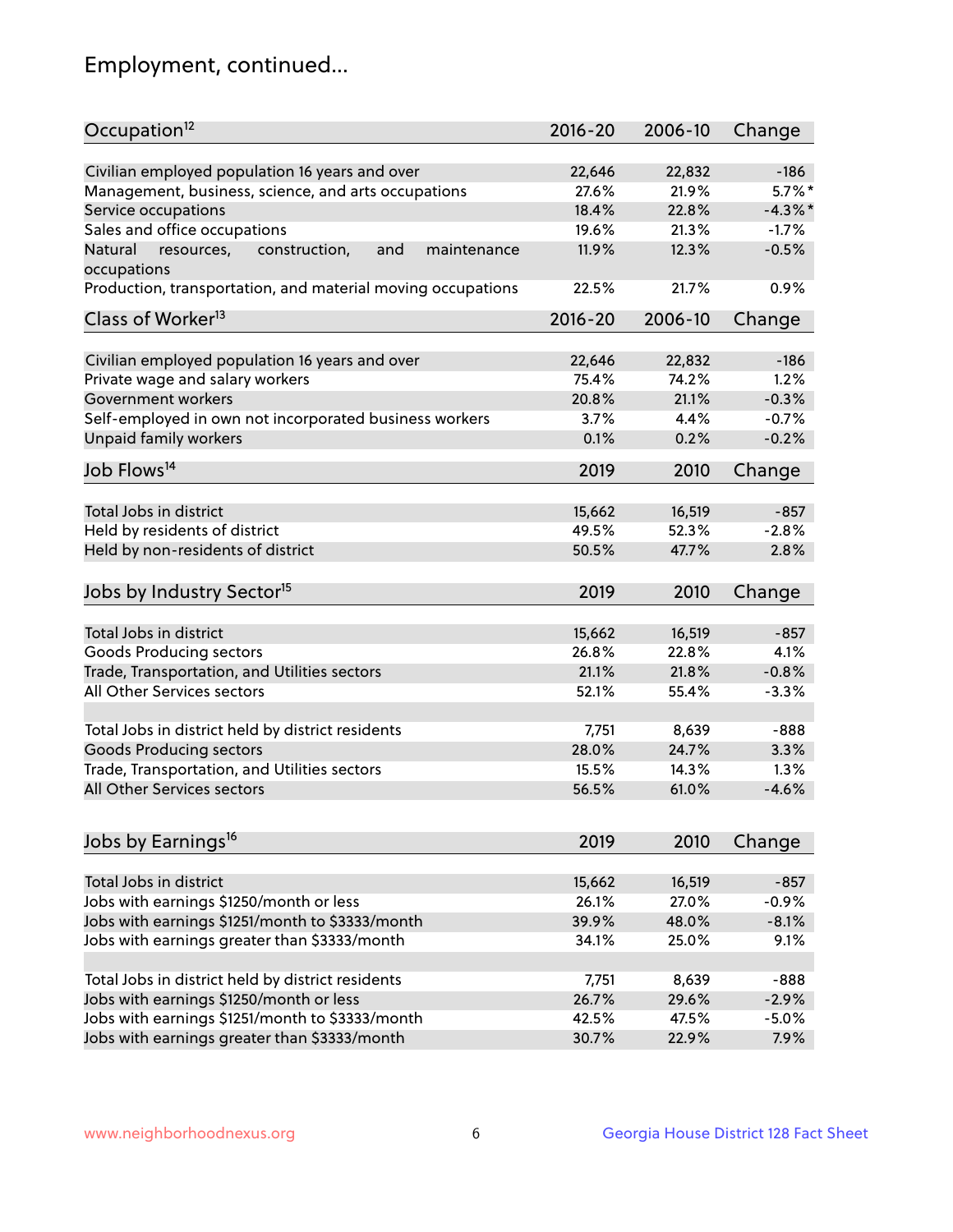## Employment, continued...

| Occupation[12] | 2016-20 | 2006-10 | Change |
|---|---|---|---|
| Civilian employed population 16 years and over | 22,646 | 22,832 | -186 |
| Management, business, science, and arts occupations | 27.6% | 21.9% | 5.7%* |
| Service occupations | 18.4% | 22.8% | -4.3%* |
| Sales and office occupations | 19.6% | 21.3% | -1.7% |
| Natural resources, construction, and maintenance occupations | 11.9% | 12.3% | -0.5% |
| Production, transportation, and material moving occupations | 22.5% | 21.7% | 0.9% |

| Class of Worker[13] | 2016-20 | 2006-10 | Change |
|---|---|---|---|
| Civilian employed population 16 years and over | 22,646 | 22,832 | -186 |
| Private wage and salary workers | 75.4% | 74.2% | 1.2% |
| Government workers | 20.8% | 21.1% | -0.3% |
| Self-employed in own not incorporated business workers | 3.7% | 4.4% | -0.7% |
| Unpaid family workers | 0.1% | 0.2% | -0.2% |

| Job Flows[14] | 2019 | 2010 | Change |
|---|---|---|---|
| Total Jobs in district | 15,662 | 16,519 | -857 |
| Held by residents of district | 49.5% | 52.3% | -2.8% |
| Held by non-residents of district | 50.5% | 47.7% | 2.8% |

| Jobs by Industry Sector[15] | 2019 | 2010 | Change |
|---|---|---|---|
| Total Jobs in district | 15,662 | 16,519 | -857 |
| Goods Producing sectors | 26.8% | 22.8% | 4.1% |
| Trade, Transportation, and Utilities sectors | 21.1% | 21.8% | -0.8% |
| All Other Services sectors | 52.1% | 55.4% | -3.3% |
| | | | |
| Total Jobs in district held by district residents | 7,751 | 8,639 | -888 |
| Goods Producing sectors | 28.0% | 24.7% | 3.3% |
| Trade, Transportation, and Utilities sectors | 15.5% | 14.3% | 1.3% |
| All Other Services sectors | 56.5% | 61.0% | -4.6% |

| Jobs by Earnings[16] | 2019 | 2010 | Change |
|---|---|---|---|
| Total Jobs in district | 15,662 | 16,519 | -857 |
| Jobs with earnings $1250/month or less | 26.1% | 27.0% | -0.9% |
| Jobs with earnings $1251/month to $3333/month | 39.9% | 48.0% | -8.1% |
| Jobs with earnings greater than $3333/month | 34.1% | 25.0% | 9.1% |
| | | | |
| Total Jobs in district held by district residents | 7,751 | 8,639 | -888 |
| Jobs with earnings $1250/month or less | 26.7% | 29.6% | -2.9% |
| Jobs with earnings $1251/month to $3333/month | 42.5% | 47.5% | -5.0% |
| Jobs with earnings greater than $3333/month | 30.7% | 22.9% | 7.9% |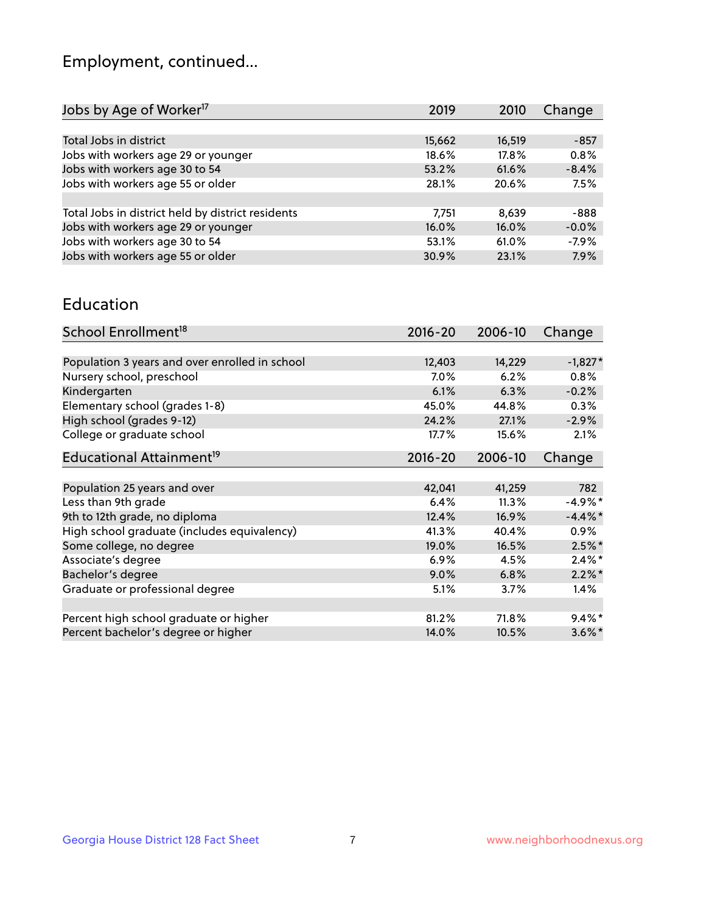# Employment, continued...

| Jobs by Age of Worker[17] | 2019 | 2010 | Change |
|---|---|---|---|
| Total Jobs in district | 15,662 | 16,519 | -857 |
| Jobs with workers age 29 or younger | 18.6% | 17.8% | 0.8% |
| Jobs with workers age 30 to 54 | 53.2% | 61.6% | -8.4% |
| Jobs with workers age 55 or older | 28.1% | 20.6% | 7.5% |
| | | | |
| Total Jobs in district held by district residents | 7,751 | 8,639 | -888 |
| Jobs with workers age 29 or younger | 16.0% | 16.0% | -0.0% |
| Jobs with workers age 30 to 54 | 53.1% | 61.0% | -7.9% |
| Jobs with workers age 55 or older | 30.9% | 23.1% | 7.9% |

## Education

| School Enrollment[18] | 2016-20 | 2006-10 | Change |
|---|---|---|---|
| Population 3 years and over enrolled in school | 12,403 | 14,229 | -1,827* |
| Nursery school, preschool | 7.0% | 6.2% | 0.8% |
| Kindergarten | 6.1% | 6.3% | -0.2% |
| Elementary school (grades 1-8) | 45.0% | 44.8% | 0.3% |
| High school (grades 9-12) | 24.2% | 27.1% | -2.9% |
| College or graduate school | 17.7% | 15.6% | 2.1% |

| Educational Attainment[19] | 2016-20 | 2006-10 | Change |
|---|---|---|---|
| Population 25 years and over | 42,041 | 41,259 | 782 |
| Less than 9th grade | 6.4% | 11.3% | -4.9%* |
| 9th to 12th grade, no diploma | 12.4% | 16.9% | -4.4%* |
| High school graduate (includes equivalency) | 41.3% | 40.4% | 0.9% |
| Some college, no degree | 19.0% | 16.5% | 2.5%* |
| Associate's degree | 6.9% | 4.5% | 2.4%* |
| Bachelor's degree | 9.0% | 6.8% | 2.2%* |
| Graduate or professional degree | 5.1% | 3.7% | 1.4% |
| | | | |
| Percent high school graduate or higher | 81.2% | 71.8% | 9.4%* |
| Percent bachelor's degree or higher | 14.0% | 10.5% | 3.6%* |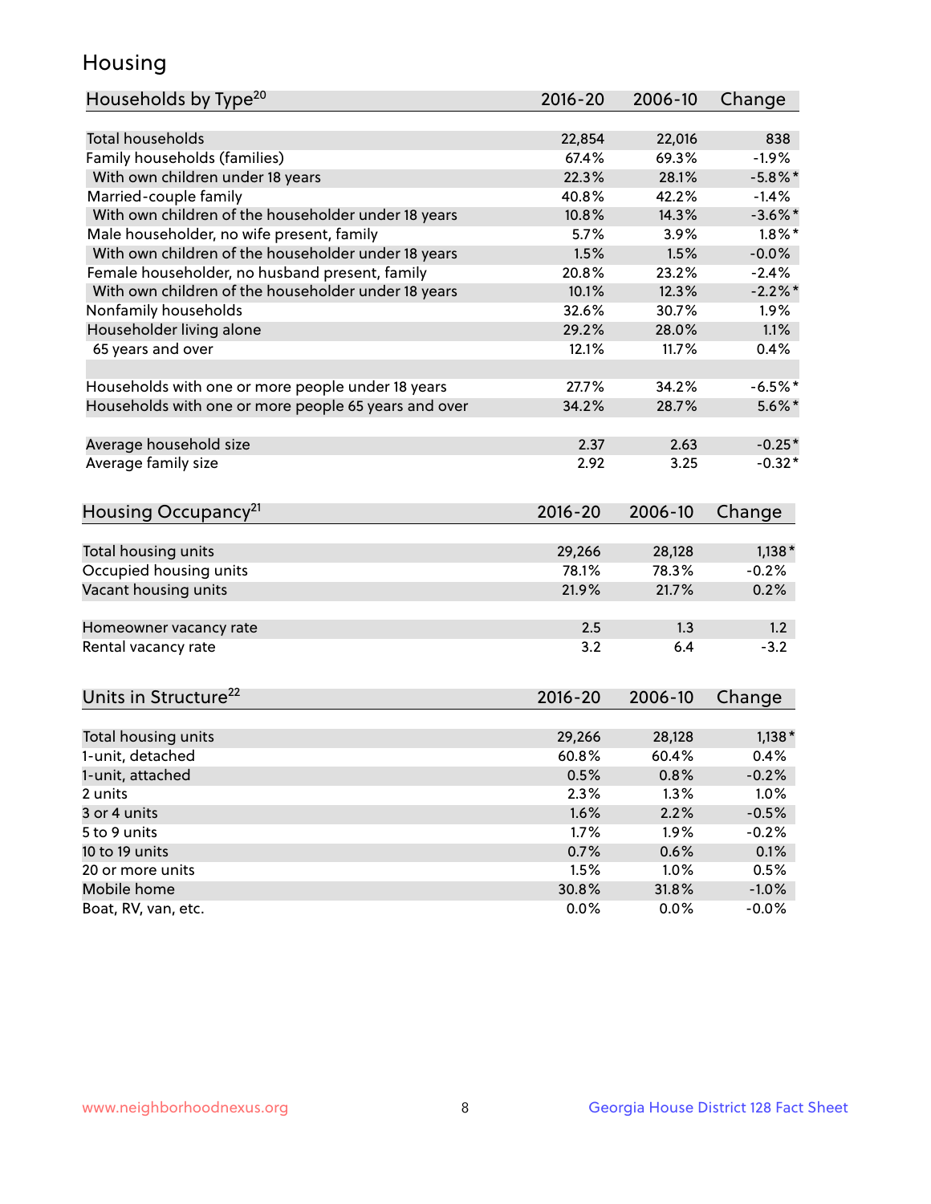# Housing

| Households by Type[20] | 2016-20 | 2006-10 | Change |
|---|---|---|---|
| Total households | 22,854 | 22,016 | 838 |
| Family households (families) | 67.4% | 69.3% | -1.9% |
| With own children under 18 years | 22.3% | 28.1% | -5.8%* |
| Married-couple family | 40.8% | 42.2% | -1.4% |
| With own children of the householder under 18 years | 10.8% | 14.3% | -3.6%* |
| Male householder, no wife present, family | 5.7% | 3.9% | 1.8%* |
| With own children of the householder under 18 years | 1.5% | 1.5% | -0.0% |
| Female householder, no husband present, family | 20.8% | 23.2% | -2.4% |
| With own children of the householder under 18 years | 10.1% | 12.3% | -2.2%* |
| Nonfamily households | 32.6% | 30.7% | 1.9% |
| Householder living alone | 29.2% | 28.0% | 1.1% |
| 65 years and over | 12.1% | 11.7% | 0.4% |
| | | | |
| Households with one or more people under 18 years | 27.7% | 34.2% | -6.5%* |
| Households with one or more people 65 years and over | 34.2% | 28.7% | 5.6%* |
| | | | |
| Average household size | 2.37 | 2.63 | -0.25* |
| Average family size | 2.92 | 3.25 | -0.32* |

| Housing Occupancy[21] | 2016-20 | 2006-10 | Change |
|---|---|---|---|
| Total housing units | 29,266 | 28,128 | 1,138* |
| Occupied housing units | 78.1% | 78.3% | -0.2% |
| Vacant housing units | 21.9% | 21.7% | 0.2% |
| | | | |
| Homeowner vacancy rate | 2.5 | 1.3 | 1.2 |
| Rental vacancy rate | 3.2 | 6.4 | -3.2 |

| Units in Structure[22] | 2016-20 | 2006-10 | Change |
|---|---|---|---|
| Total housing units | 29,266 | 28,128 | 1,138* |
| 1-unit, detached | 60.8% | 60.4% | 0.4% |
| 1-unit, attached | 0.5% | 0.8% | -0.2% |
| 2 units | 2.3% | 1.3% | 1.0% |
| 3 or 4 units | 1.6% | 2.2% | -0.5% |
| 5 to 9 units | 1.7% | 1.9% | -0.2% |
| 10 to 19 units | 0.7% | 0.6% | 0.1% |
| 20 or more units | 1.5% | 1.0% | 0.5% |
| Mobile home | 30.8% | 31.8% | -1.0% |
| Boat, RV, van, etc. | 0.0% | 0.0% | -0.0% |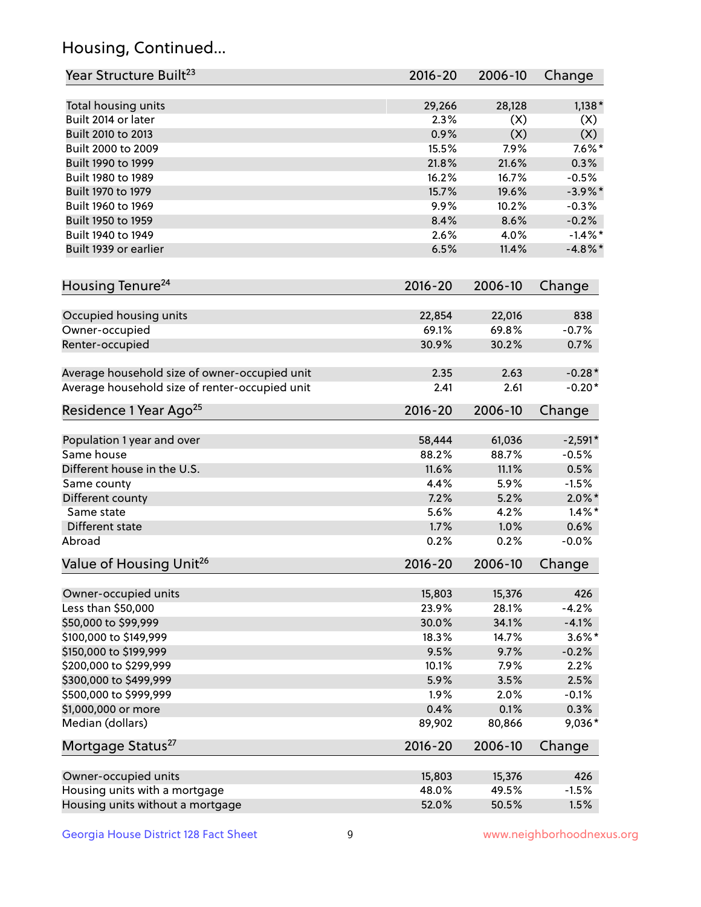## Housing, Continued...

| Year Structure Built[23] | 2016-20 | 2006-10 | Change |
|---|---|---|---|
| Total housing units | 29,266 | 28,128 | 1,138* |
| Built 2014 or later | 2.3% | (X) | (X) |
| Built 2010 to 2013 | 0.9% | (X) | (X) |
| Built 2000 to 2009 | 15.5% | 7.9% | 7.6%* |
| Built 1990 to 1999 | 21.8% | 21.6% | 0.3% |
| Built 1980 to 1989 | 16.2% | 16.7% | -0.5% |
| Built 1970 to 1979 | 15.7% | 19.6% | -3.9%* |
| Built 1960 to 1969 | 9.9% | 10.2% | -0.3% |
| Built 1950 to 1959 | 8.4% | 8.6% | -0.2% |
| Built 1940 to 1949 | 2.6% | 4.0% | -1.4%* |
| Built 1939 or earlier | 6.5% | 11.4% | -4.8%* |

| Housing Tenure[24] | 2016-20 | 2006-10 | Change |
|---|---|---|---|
| Occupied housing units | 22,854 | 22,016 | 838 |
| Owner-occupied | 69.1% | 69.8% | -0.7% |
| Renter-occupied | 30.9% | 30.2% | 0.7% |
| Average household size of owner-occupied unit | 2.35 | 2.63 | -0.28* |
| Average household size of renter-occupied unit | 2.41 | 2.61 | -0.20* |

| Residence 1 Year Ago[25] | 2016-20 | 2006-10 | Change |
|---|---|---|---|
| Population 1 year and over | 58,444 | 61,036 | -2,591* |
| Same house | 88.2% | 88.7% | -0.5% |
| Different house in the U.S. | 11.6% | 11.1% | 0.5% |
| Same county | 4.4% | 5.9% | -1.5% |
| Different county | 7.2% | 5.2% | 2.0%* |
| Same state | 5.6% | 4.2% | 1.4%* |
| Different state | 1.7% | 1.0% | 0.6% |
| Abroad | 0.2% | 0.2% | -0.0% |

| Value of Housing Unit[26] | 2016-20 | 2006-10 | Change |
|---|---|---|---|
| Owner-occupied units | 15,803 | 15,376 | 426 |
| Less than $50,000 | 23.9% | 28.1% | -4.2% |
| $50,000 to $99,999 | 30.0% | 34.1% | -4.1% |
| $100,000 to $149,999 | 18.3% | 14.7% | 3.6%* |
| $150,000 to $199,999 | 9.5% | 9.7% | -0.2% |
| $200,000 to $299,999 | 10.1% | 7.9% | 2.2% |
| $300,000 to $499,999 | 5.9% | 3.5% | 2.5% |
| $500,000 to $999,999 | 1.9% | 2.0% | -0.1% |
| $1,000,000 or more | 0.4% | 0.1% | 0.3% |
| Median (dollars) | 89,902 | 80,866 | 9,036* |

| Mortgage Status[27] | 2016-20 | 2006-10 | Change |
|---|---|---|---|
| Owner-occupied units | 15,803 | 15,376 | 426 |
| Housing units with a mortgage | 48.0% | 49.5% | -1.5% |
| Housing units without a mortgage | 52.0% | 50.5% | 1.5% |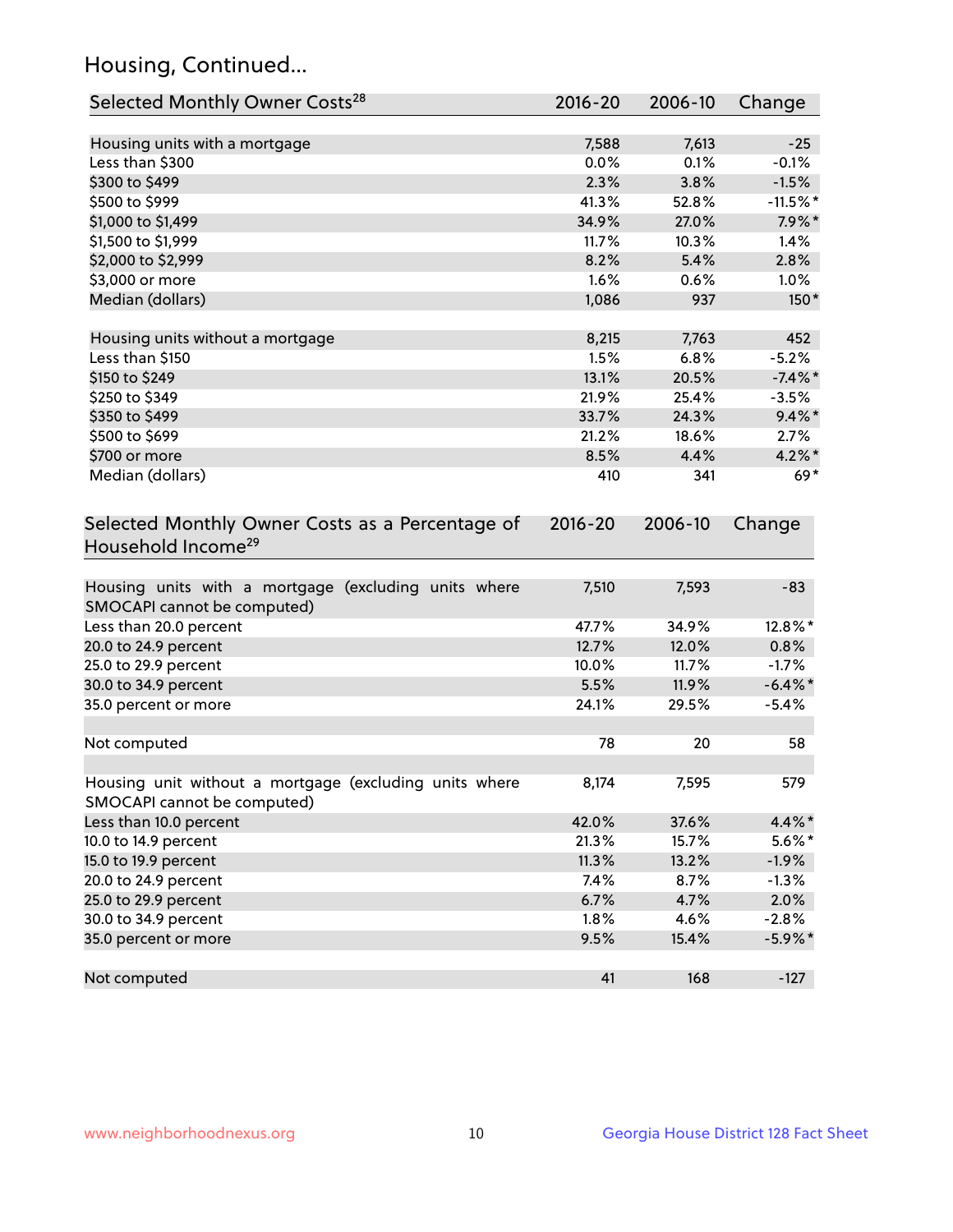## Housing, Continued...

| Selected Monthly Owner Costs[28] | 2016-20 | 2006-10 | Change |
|---|---|---|---|
| Housing units with a mortgage | 7,588 | 7,613 | -25 |
| Less than $300 | 0.0% | 0.1% | -0.1% |
| $300 to $499 | 2.3% | 3.8% | -1.5% |
| $500 to $999 | 41.3% | 52.8% | -11.5%* |
| $1,000 to $1,499 | 34.9% | 27.0% | 7.9%* |
| $1,500 to $1,999 | 11.7% | 10.3% | 1.4% |
| $2,000 to $2,999 | 8.2% | 5.4% | 2.8% |
| $3,000 or more | 1.6% | 0.6% | 1.0% |
| Median (dollars) | 1,086 | 937 | 150* |
| Housing units without a mortgage | 8,215 | 7,763 | 452 |
| Less than $150 | 1.5% | 6.8% | -5.2% |
| $150 to $249 | 13.1% | 20.5% | -7.4%* |
| $250 to $349 | 21.9% | 25.4% | -3.5% |
| $350 to $499 | 33.7% | 24.3% | 9.4%* |
| $500 to $699 | 21.2% | 18.6% | 2.7% |
| $700 or more | 8.5% | 4.4% | 4.2%* |
| Median (dollars) | 410 | 341 | 69* |

| Selected Monthly Owner Costs as a Percentage of Household Income[29] | 2016-20 | 2006-10 | Change |
|---|---|---|---|
| Housing units with a mortgage (excluding units where SMOCAPI cannot be computed) | 7,510 | 7,593 | -83 |
| Less than 20.0 percent | 47.7% | 34.9% | 12.8%* |
| 20.0 to 24.9 percent | 12.7% | 12.0% | 0.8% |
| 25.0 to 29.9 percent | 10.0% | 11.7% | -1.7% |
| 30.0 to 34.9 percent | 5.5% | 11.9% | -6.4%* |
| 35.0 percent or more | 24.1% | 29.5% | -5.4% |
| Not computed | 78 | 20 | 58 |
| Housing unit without a mortgage (excluding units where SMOCAPI cannot be computed) | 8,174 | 7,595 | 579 |
| Less than 10.0 percent | 42.0% | 37.6% | 4.4%* |
| 10.0 to 14.9 percent | 21.3% | 15.7% | 5.6%* |
| 15.0 to 19.9 percent | 11.3% | 13.2% | -1.9% |
| 20.0 to 24.9 percent | 7.4% | 8.7% | -1.3% |
| 25.0 to 29.9 percent | 6.7% | 4.7% | 2.0% |
| 30.0 to 34.9 percent | 1.8% | 4.6% | -2.8% |
| 35.0 percent or more | 9.5% | 15.4% | -5.9%* |
| Not computed | 41 | 168 | -127 |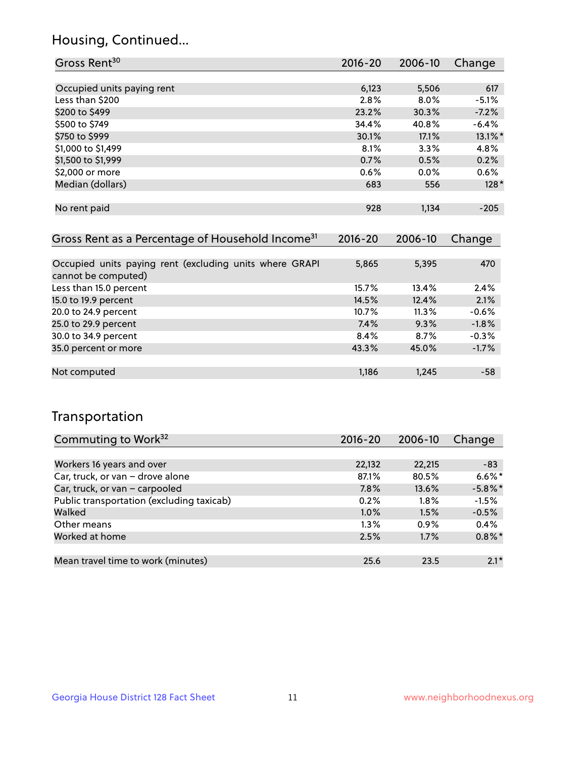## Housing, Continued...

| Gross Rent[30] | 2016-20 | 2006-10 | Change |
|---|---|---|---|
| Occupied units paying rent | 6,123 | 5,506 | 617 |
| Less than $200 | 2.8% | 8.0% | -5.1% |
| $200 to $499 | 23.2% | 30.3% | -7.2% |
| $500 to $749 | 34.4% | 40.8% | -6.4% |
| $750 to $999 | 30.1% | 17.1% | 13.1%* |
| $1,000 to $1,499 | 8.1% | 3.3% | 4.8% |
| $1,500 to $1,999 | 0.7% | 0.5% | 0.2% |
| $2,000 or more | 0.6% | 0.0% | 0.6% |
| Median (dollars) | 683 | 556 | 128* |
| No rent paid | 928 | 1,134 | -205 |

| Gross Rent as a Percentage of Household Income[31] | 2016-20 | 2006-10 | Change |
|---|---|---|---|
| Occupied units paying rent (excluding units where GRAPI cannot be computed) | 5,865 | 5,395 | 470 |
| Less than 15.0 percent | 15.7% | 13.4% | 2.4% |
| 15.0 to 19.9 percent | 14.5% | 12.4% | 2.1% |
| 20.0 to 24.9 percent | 10.7% | 11.3% | -0.6% |
| 25.0 to 29.9 percent | 7.4% | 9.3% | -1.8% |
| 30.0 to 34.9 percent | 8.4% | 8.7% | -0.3% |
| 35.0 percent or more | 43.3% | 45.0% | -1.7% |
| Not computed | 1,186 | 1,245 | -58 |

## Transportation

| Commuting to Work[32] | 2016-20 | 2006-10 | Change |
|---|---|---|---|
| Workers 16 years and over | 22,132 | 22,215 | -83 |
| Car, truck, or van – drove alone | 87.1% | 80.5% | 6.6%* |
| Car, truck, or van – carpooled | 7.8% | 13.6% | -5.8%* |
| Public transportation (excluding taxicab) | 0.2% | 1.8% | -1.5% |
| Walked | 1.0% | 1.5% | -0.5% |
| Other means | 1.3% | 0.9% | 0.4% |
| Worked at home | 2.5% | 1.7% | 0.8%* |
| Mean travel time to work (minutes) | 25.6 | 23.5 | 2.1* |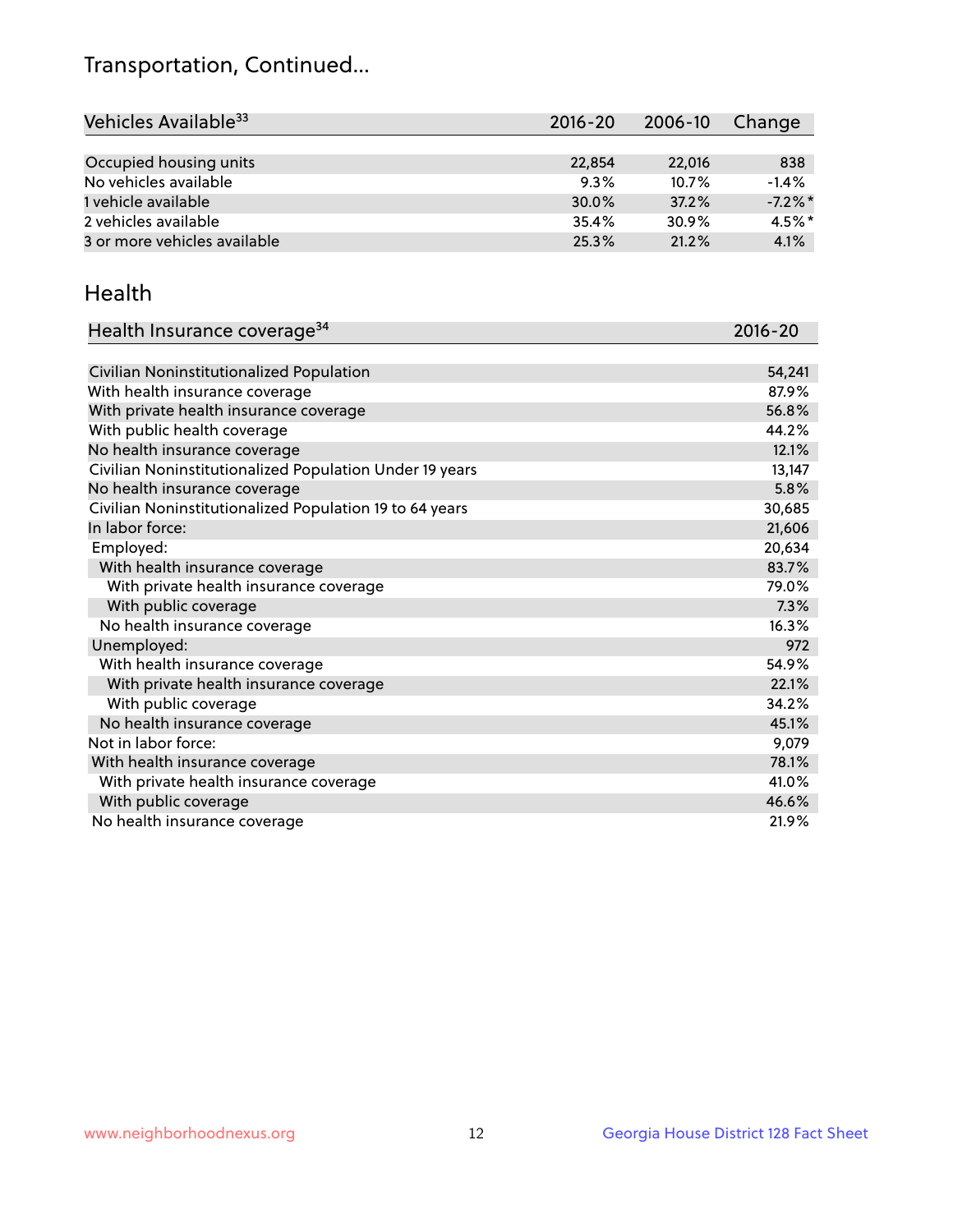# Transportation, Continued...

| Vehicles Available[33] | 2016-20 | 2006-10 | Change |
|---|---|---|---|
| Occupied housing units | 22,854 | 22,016 | 838 |
| No vehicles available | 9.3% | 10.7% | -1.4% |
| 1 vehicle available | 30.0% | 37.2% | -7.2%* |
| 2 vehicles available | 35.4% | 30.9% | 4.5%* |
| 3 or more vehicles available | 25.3% | 21.2% | 4.1% |

## Health

| Health Insurance coverage[34] | 2016-20 |
|---|---|
| Civilian Noninstitutionalized Population | 54,241 |
| With health insurance coverage | 87.9% |
| With private health insurance coverage | 56.8% |
| With public health coverage | 44.2% |
| No health insurance coverage | 12.1% |
| Civilian Noninstitutionalized Population Under 19 years | 13,147 |
| No health insurance coverage | 5.8% |
| Civilian Noninstitutionalized Population 19 to 64 years | 30,685 |
| In labor force: | 21,606 |
| Employed: | 20,634 |
| With health insurance coverage | 83.7% |
| With private health insurance coverage | 79.0% |
| With public coverage | 7.3% |
| No health insurance coverage | 16.3% |
| Unemployed: | 972 |
| With health insurance coverage | 54.9% |
| With private health insurance coverage | 22.1% |
| With public coverage | 34.2% |
| No health insurance coverage | 45.1% |
| Not in labor force: | 9,079 |
| With health insurance coverage | 78.1% |
| With private health insurance coverage | 41.0% |
| With public coverage | 46.6% |
| No health insurance coverage | 21.9% |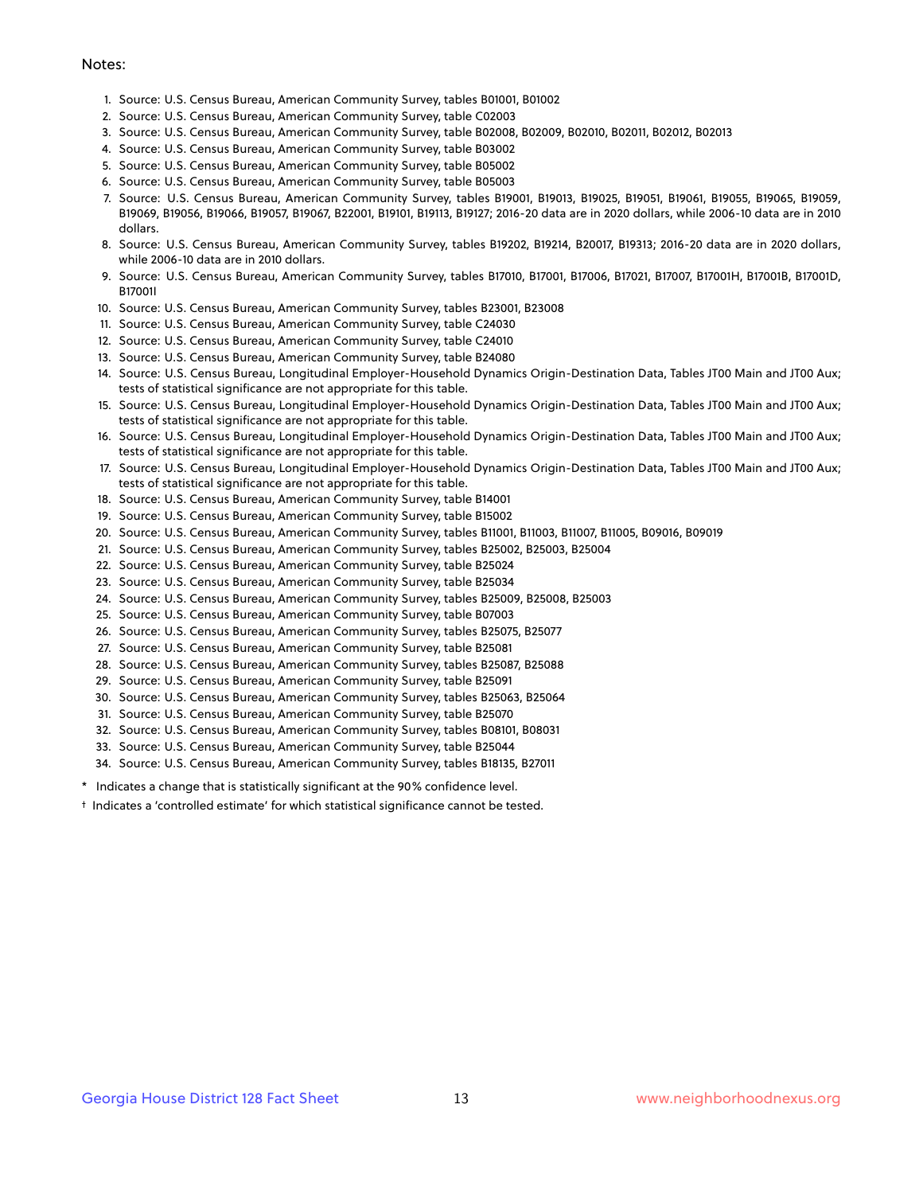Notes:

1. Source: U.S. Census Bureau, American Community Survey, tables B01001, B01002
2. Source: U.S. Census Bureau, American Community Survey, table C02003
3. Source: U.S. Census Bureau, American Community Survey, table B02008, B02009, B02010, B02011, B02012, B02013
4. Source: U.S. Census Bureau, American Community Survey, table B03002
5. Source: U.S. Census Bureau, American Community Survey, table B05002
6. Source: U.S. Census Bureau, American Community Survey, table B05003
7. Source: U.S. Census Bureau, American Community Survey, tables B19001, B19013, B19025, B19051, B19061, B19055, B19065, B19059, B19069, B19056, B19066, B19057, B19067, B22001, B19101, B19113, B19127; 2016-20 data are in 2020 dollars, while 2006-10 data are in 2010 dollars.
8. Source: U.S. Census Bureau, American Community Survey, tables B19202, B19214, B20017, B19313; 2016-20 data are in 2020 dollars, while 2006-10 data are in 2010 dollars.
9. Source: U.S. Census Bureau, American Community Survey, tables B17010, B17001, B17006, B17021, B17007, B17001H, B17001B, B17001D, B17001I
10. Source: U.S. Census Bureau, American Community Survey, tables B23001, B23008
11. Source: U.S. Census Bureau, American Community Survey, table C24030
12. Source: U.S. Census Bureau, American Community Survey, table C24010
13. Source: U.S. Census Bureau, American Community Survey, table B24080
14. Source: U.S. Census Bureau, Longitudinal Employer-Household Dynamics Origin-Destination Data, Tables JT00 Main and JT00 Aux; tests of statistical significance are not appropriate for this table.
15. Source: U.S. Census Bureau, Longitudinal Employer-Household Dynamics Origin-Destination Data, Tables JT00 Main and JT00 Aux; tests of statistical significance are not appropriate for this table.
16. Source: U.S. Census Bureau, Longitudinal Employer-Household Dynamics Origin-Destination Data, Tables JT00 Main and JT00 Aux; tests of statistical significance are not appropriate for this table.
17. Source: U.S. Census Bureau, Longitudinal Employer-Household Dynamics Origin-Destination Data, Tables JT00 Main and JT00 Aux; tests of statistical significance are not appropriate for this table.
18. Source: U.S. Census Bureau, American Community Survey, table B14001
19. Source: U.S. Census Bureau, American Community Survey, table B15002
20. Source: U.S. Census Bureau, American Community Survey, tables B11001, B11003, B11007, B11005, B09016, B09019
21. Source: U.S. Census Bureau, American Community Survey, tables B25002, B25003, B25004
22. Source: U.S. Census Bureau, American Community Survey, table B25024
23. Source: U.S. Census Bureau, American Community Survey, table B25034
24. Source: U.S. Census Bureau, American Community Survey, tables B25009, B25008, B25003
25. Source: U.S. Census Bureau, American Community Survey, table B07003
26. Source: U.S. Census Bureau, American Community Survey, tables B25075, B25077
27. Source: U.S. Census Bureau, American Community Survey, table B25081
28. Source: U.S. Census Bureau, American Community Survey, tables B25087, B25088
29. Source: U.S. Census Bureau, American Community Survey, table B25091
30. Source: U.S. Census Bureau, American Community Survey, tables B25063, B25064
31. Source: U.S. Census Bureau, American Community Survey, table B25070
32. Source: U.S. Census Bureau, American Community Survey, tables B08101, B08031
33. Source: U.S. Census Bureau, American Community Survey, table B25044
34. Source: U.S. Census Bureau, American Community Survey, tables B18135, B27011

\* Indicates a change that is statistically significant at the 90% confidence level.

† Indicates a 'controlled estimate' for which statistical significance cannot be tested.